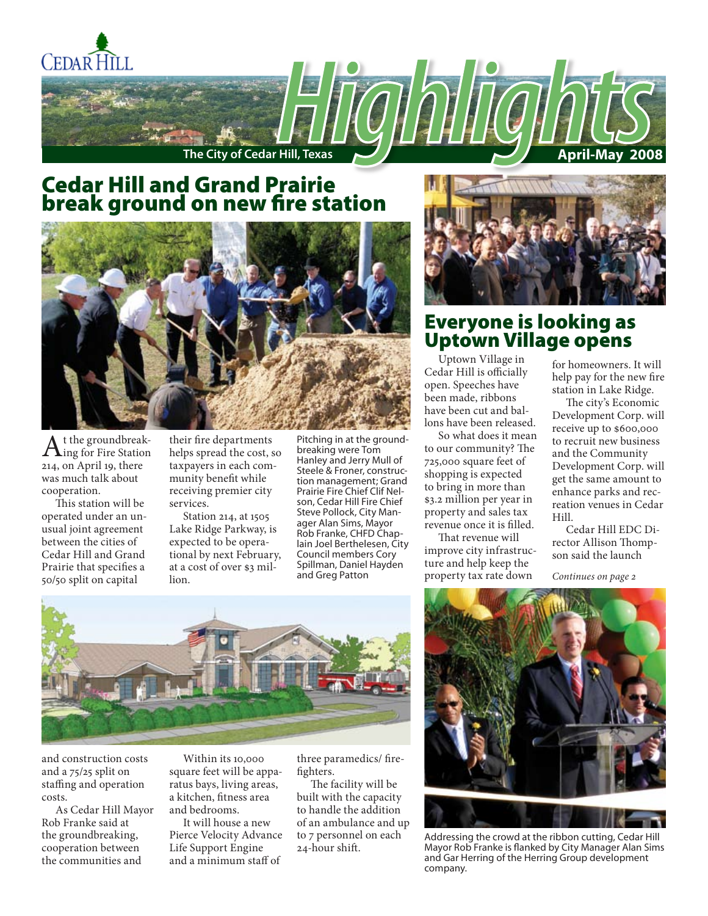Cedar Hill

# Highlights

The City of Cedar Hill, Texas

April-May 2008

## Cedar Hill and Grand Prairie break ground on new fire station

At the groundbreaking for Fire Station 214, on April 19, there was much talk about cooperation.

This station will be operated under an unusual joint agreement between the cities of Cedar Hill and Grand Prairie that specifies a 50/50 split on capital and construction costs and a 75/25 split on staffing and operation costs.

As Cedar Hill Mayor Rob Franke said at the groundbreaking, cooperation between the communities and their fire departments helps spread the cost, so taxpayers in each community benefit while receiving premier city services.

Station 214, at 1505 Lake Ridge Parkway, is expected to be operational by next February, at a cost of over $3 million.

Within its 10,000 square feet will be apparatus bays, living areas, a kitchen, fitness area and bedrooms.

It will house a new Pierce Velocity Advance Life Support Engine and a minimum staff of three paramedics/ firefighters.

The facility will be built with the capacity to handle the addition of an ambulance and up to 7 personnel on each 24-hour shift.

Pitching in at the groundbreaking were Tom Hanley and Jerry Mull of Steele & Froner, construction management; Grand Prairie Fire Chief Clif Nelson, Cedar Hill Fire Chief Steve Pollock, City Manager Alan Sims, Mayor Rob Franke, CHFD Chaplain Joel Berthelesen, City Council members Cory Spillman, Daniel Hayden and Greg Patton

## Everyone is looking as Uptown Village opens

Uptown Village in Cedar Hill is officially open. Speeches have been made, ribbons have been cut and ballons have been released.

So what does it mean to our community? The 725,000 square feet of shopping is expected to bring in more than $3.2 million per year in property and sales tax revenue once it is filled.

That revenue will improve city infrastructure and help keep the property tax rate down for homeowners. It will help pay for the new fire station in Lake Ridge.

The city's Economic Development Corp. will receive up to $600,000 to recruit new business and the Community Development Corp. will get the same amount to enhance parks and recreation venues in Cedar Hill.

Cedar Hill EDC Director Allison Thompson said the launch

*Continues on page 2*

Addressing the crowd at the ribbon cutting, Cedar Hill Mayor Rob Franke is flanked by City Manager Alan Sims and Gar Herring of the Herring Group development company.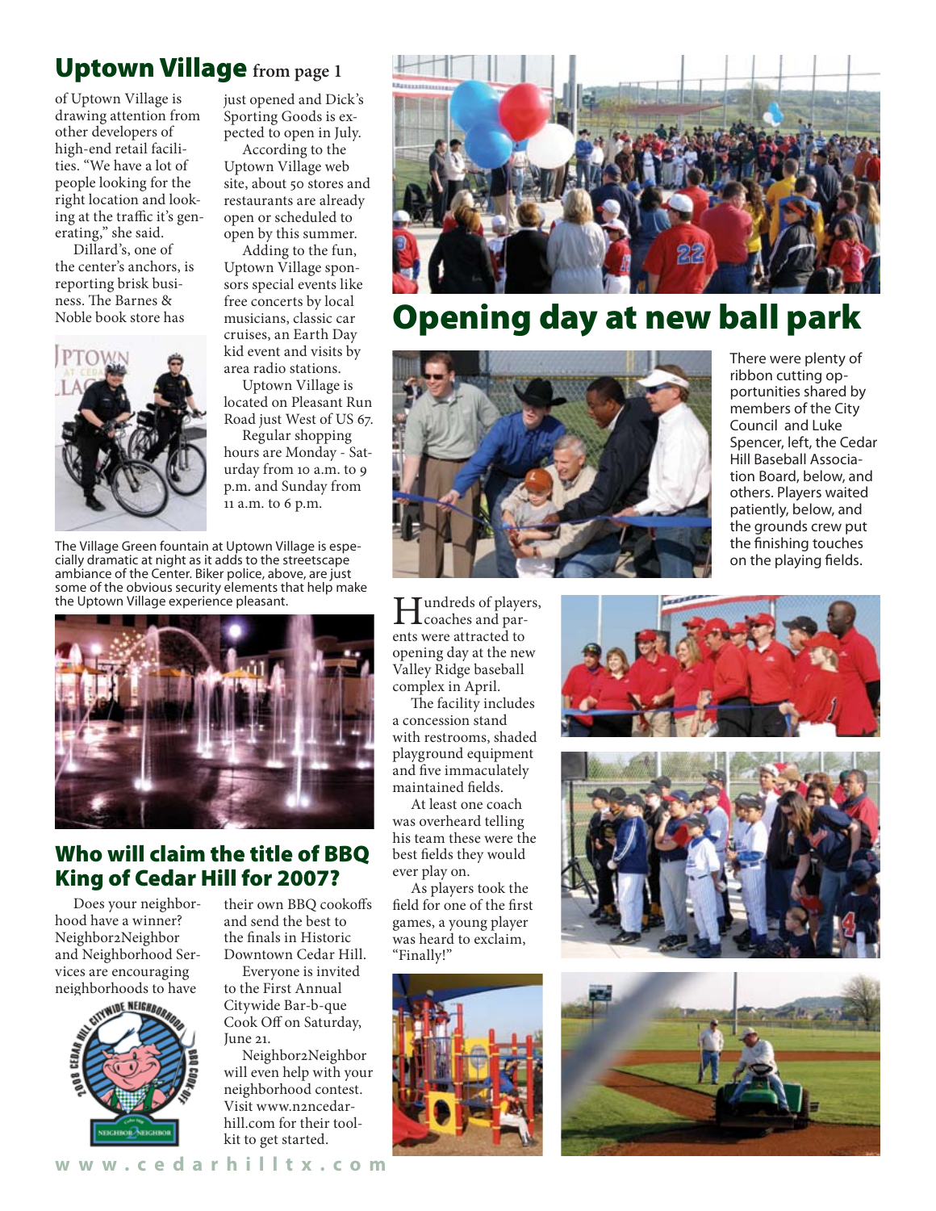## Uptown Village from page 1

of Uptown Village is drawing attention from other developers of high-end retail facilities. "We have a lot of people looking for the right location and looking at the traffic it's generating," she said.

Dillard's, one of the center's anchors, is reporting brisk business. The Barnes & Noble book store has just opened and Dick's Sporting Goods is expected to open in July.

According to the Uptown Village web site, about 50 stores and restaurants are already open or scheduled to open by this summer.

Adding to the fun, Uptown Village sponsors special events like free concerts by local musicians, classic car cruises, an Earth Day kid event and visits by area radio stations.

Uptown Village is located on Pleasant Run Road just West of US 67.

Regular shopping hours are Monday - Saturday from 10 a.m. to 9 p.m. and Sunday from 11 a.m. to 6 p.m.

The Village Green fountain at Uptown Village is especially dramatic at night as it adds to the streetscape ambiance of the Center. Biker police, above, are just some of the obvious security elements that help make the Uptown Village experience pleasant.

## Who will claim the title of BBQ King of Cedar Hill for 2007?

Does your neighborhood have a winner? Neighbor2Neighbor and Neighborhood Services are encouraging neighborhoods to have their own BBQ cookoffs and send the best to the finals in Historic Downtown Cedar Hill.

Everyone is invited to the First Annual Citywide Bar-b-que Cook Off on Saturday, June 21.

Neighbor2Neighbor will even help with your neighborhood contest. Visit www.n2ncedarhill.com for their toolkit to get started.

## Opening day at new ball park

There were plenty of ribbon cutting opportunities shared by members of the City Council and Luke Spencer, left, the Cedar Hill Baseball Association Board, below, and others. Players waited patiently, below, and the grounds crew put the finishing touches on the playing fields.

Hundreds of players, coaches and parents were attracted to opening day at the new Valley Ridge baseball complex in April.

The facility includes a concession stand with restrooms, shaded playground equipment and five immaculately maintained fields.

At least one coach was overheard telling his team these were the best fields they would ever play on.

As players took the field for one of the first games, a young player was heard to exclaim, "Finally!"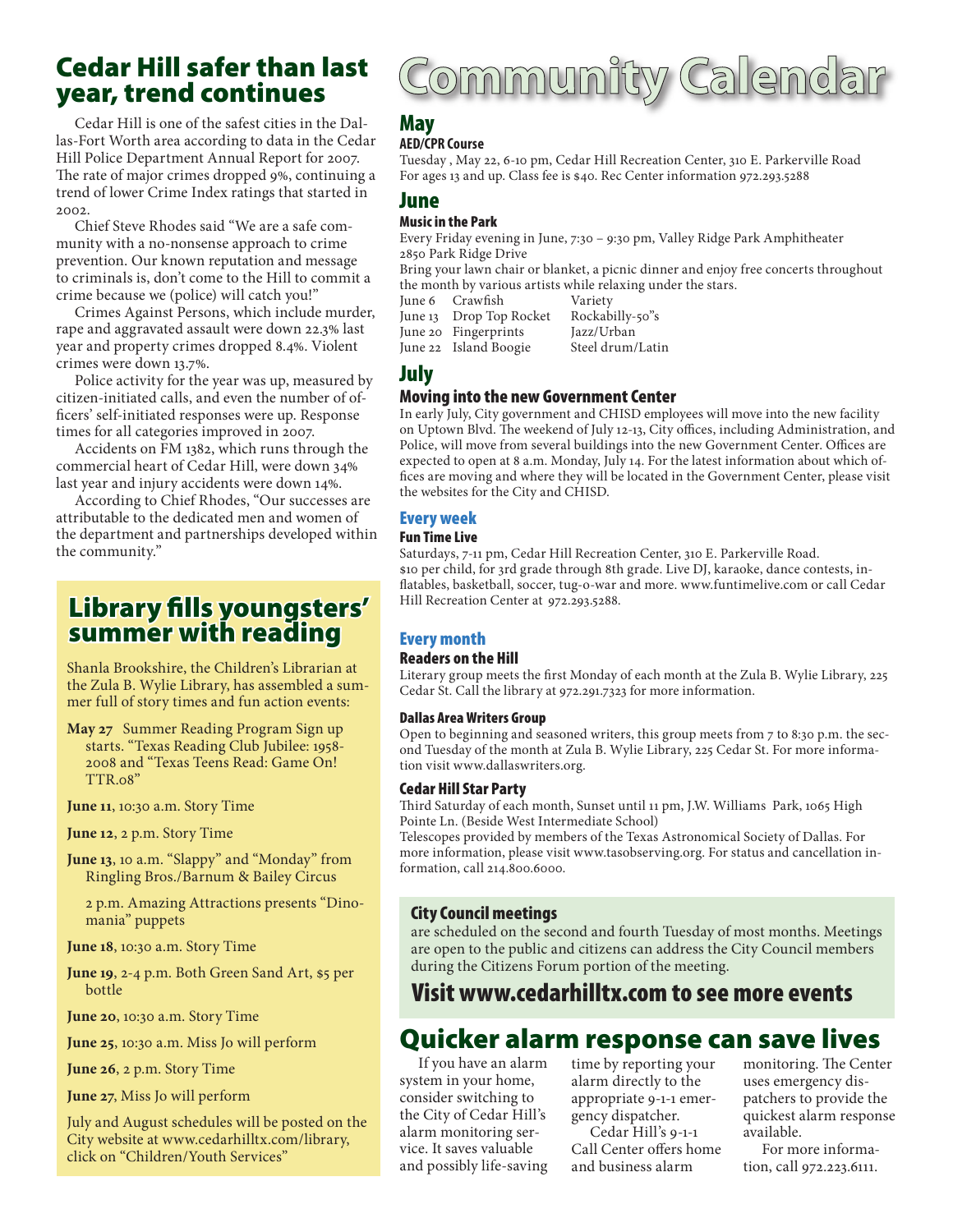# Cedar Hill safer than last year, trend continues

Cedar Hill is one of the safest cities in the Dallas-Fort Worth area according to data in the Cedar Hill Police Department Annual Report for 2007. The rate of major crimes dropped 9%, continuing a trend of lower Crime Index ratings that started in 2002.

Chief Steve Rhodes said "We are a safe community with a no-nonsense approach to crime prevention. Our known reputation and message to criminals is, don't come to the Hill to commit a crime because we (police) will catch you!"

Crimes Against Persons, which include murder, rape and aggravated assault were down 22.3% last year and property crimes dropped 8.4%. Violent crimes were down 13.7%.

Police activity for the year was up, measured by citizen-initiated calls, and even the number of officers' self-initiated responses were up. Response times for all categories improved in 2007.

Accidents on FM 1382, which runs through the commercial heart of Cedar Hill, were down 34% last year and injury accidents were down 14%.

According to Chief Rhodes, "Our successes are attributable to the dedicated men and women of the department and partnerships developed within the community."

## Library fills youngsters' summer with reading

Shanla Brookshire, the Children's Librarian at the Zula B. Wylie Library, has assembled a summer full of story times and fun action events:

**May 27** Summer Reading Program Sign up starts. "Texas Reading Club Jubilee: 1958-2008 and "Texas Teens Read: Game On! TTR.08"

**June 11**, 10:30 a.m. Story Time

**June 12**, 2 p.m. Story Time

**June 13**, 10 a.m. "Slappy" and "Monday" from Ringling Bros./Barnum & Bailey Circus

2 p.m. Amazing Attractions presents "Dinomania" puppets

**June 18**, 10:30 a.m. Story Time

**June 19**, 2-4 p.m. Both Green Sand Art, $5 per bottle

**June 20**, 10:30 a.m. Story Time

**June 25**, 10:30 a.m. Miss Jo will perform

**June 26**, 2 p.m. Story Time

**June 27**, Miss Jo will perform

July and August schedules will be posted on the City website at www.cedarhilltx.com/library, click on "Children/Youth Services"

# Community Calendar

## May

### AED/CPR Course

Tuesday , May 22, 6-10 pm, Cedar Hill Recreation Center, 310 E. Parkerville Road
For ages 13 and up. Class fee is $40. Rec Center information 972.293.5288

## June

### Music in the Park

Every Friday evening in June, 7:30 – 9:30 pm, Valley Ridge Park Amphitheater
2850 Park Ridge Drive
Bring your lawn chair or blanket, a picnic dinner and enjoy free concerts throughout the month by various artists while relaxing under the stars.

| | | |
|---|---|---|
| June 6 | Crawfish | Variety |
| June 13 | Drop Top Rocket | Rockabilly-50"s |
| June 20 | Fingerprints | Jazz/Urban |
| June 22 | Island Boogie | Steel drum/Latin |

## July

### Moving into the new Government Center

In early July, City government and CHISD employees will move into the new facility on Uptown Blvd. The weekend of July 12-13, City offices, including Administration, and Police, will move from several buildings into the new Government Center. Offices are expected to open at 8 a.m. Monday, July 14. For the latest information about which offices are moving and where they will be located in the Government Center, please visit the websites for the City and CHISD.

## Every week

### Fun Time Live

Saturdays, 7-11 pm, Cedar Hill Recreation Center, 310 E. Parkerville Road.
$10 per child, for 3rd grade through 8th grade. Live DJ, karaoke, dance contests, inflatables, basketball, soccer, tug-o-war and more. www.funtimelive.com or call Cedar Hill Recreation Center at 972.293.5288.

## Every month

### Readers on the Hill

Literary group meets the first Monday of each month at the Zula B. Wylie Library, 225 Cedar St. Call the library at 972.291.7323 for more information.

### Dallas Area Writers Group

Open to beginning and seasoned writers, this group meets from 7 to 8:30 p.m. the second Tuesday of the month at Zula B. Wylie Library, 225 Cedar St. For more information visit www.dallaswriters.org.

### Cedar Hill Star Party

Third Saturday of each month, Sunset until 11 pm, J.W. Williams Park, 1065 High Pointe Ln. (Beside West Intermediate School)
Telescopes provided by members of the Texas Astronomical Society of Dallas. For more information, please visit www.tasobserving.org. For status and cancellation information, call 214.800.6000.

### City Council meetings

are scheduled on the second and fourth Tuesday of most months. Meetings are open to the public and citizens can address the City Council members during the Citizens Forum portion of the meeting.

## Visit www.cedarhilltx.com to see more events

# Quicker alarm response can save lives

If you have an alarm system in your home, consider switching to the City of Cedar Hill's alarm monitoring service. It saves valuable and possibly life-saving time by reporting your alarm directly to the appropriate 9-1-1 emergency dispatcher.

Cedar Hill's 9-1-1 Call Center offers home and business alarm monitoring. The Center uses emergency dispatchers to provide the quickest alarm response available.

For more information, call 972.223.6111.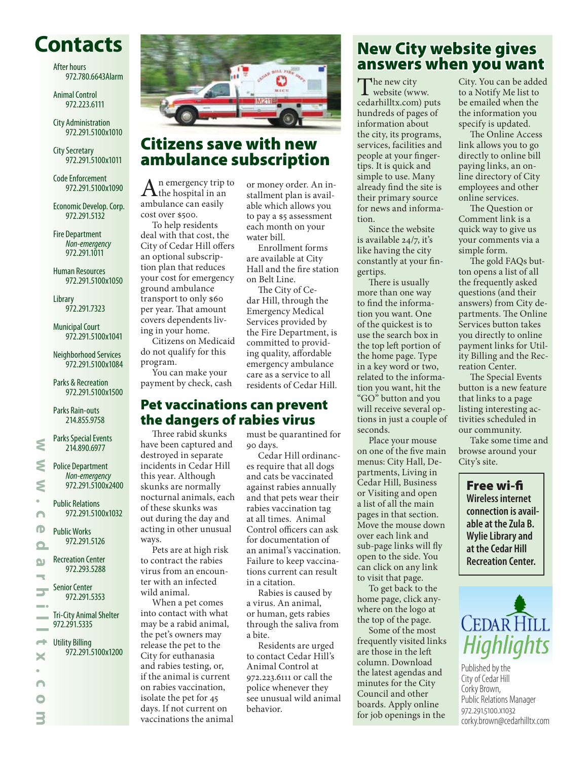# Contacts

After hours
972.780.6643Alarm

Animal Control
972.223.6111

City Administration
972.291.5100x1010

City Secretary
972.291.5100x1011

Code Enforcement
972.291.5100x1090

Economic Develop. Corp.
972.291.5132

Fire Department
*Non-emergency*
972.291.1011

Human Resources
972.291.5100x1050

Library
972.291.7323

Municipal Court
972.291.5100x1041

Neighborhood Services
972.291.5100x1084

Parks & Recreation
972.291.5100x1500

Parks Rain-outs
214.855.9758

Parks Special Events
214.890.6977

Police Department
*Non-emergency*
972.291.5100x2400

Public Relations
972.291.5100x1032

Public Works
972.291.5126

Recreation Center
972.293.5288

Senior Center
972.291.5353

Tri-City Animal Shelter
972.291.5335

Utility Billing
972.291.5100x1200

www.cedarhilltx.com

## Citizens save with new ambulance subscription

An emergency trip to the hospital in an ambulance can easily cost over $500.

To help residents deal with that cost, the City of Cedar Hill offers an optional subscription plan that reduces your cost for emergency ground ambulance transport to only $60 per year. That amount covers dependents living in your home.

Citizens on Medicaid do not qualify for this program.

You can make your payment by check, cash or money order. An installment plan is available which allows you to pay a $5 assessment each month on your water bill.

Enrollment forms are available at City Hall and the fire station on Belt Line.

The City of Cedar Hill, through the Emergency Medical Services provided by the Fire Department, is committed to providing quality, affordable emergency ambulance care as a service to all residents of Cedar Hill.

## Pet vaccinations can prevent the dangers of rabies virus

Three rabid skunks have been captured and destroyed in separate incidents in Cedar Hill this year. Although skunks are normally nocturnal animals, each of these skunks was out during the day and acting in other unusual ways.

Pets are at high risk to contract the rabies virus from an encounter with an infected wild animal.

When a pet comes into contact with what may be a rabid animal, the pet's owners may release the pet to the City for euthanasia and rabies testing, or, if the animal is current on rabies vaccination, isolate the pet for 45 days. If not current on vaccinations the animal must be quarantined for 90 days.

Cedar Hill ordinances require that all dogs and cats be vaccinated against rabies annually and that pets wear their rabies vaccination tag at all times. Animal Control officers can ask for documentation of an animal's vaccination. Failure to keep vaccinations current can result in a citation.

Rabies is caused by a virus. An animal, or human, gets rabies through the saliva from a bite.

Residents are urged to contact Cedar Hill's Animal Control at 972.223.6111 or call the police whenever they see unusual wild animal behavior.

## New City website gives answers when you want

The new city website (www.cedarhilltx.com) puts hundreds of pages of information about the city, its programs, services, facilities and people at your fingertips. It is quick and simple to use. Many already find the site is their primary source for news and information.

Since the website is available 24/7, it's like having the city constantly at your fingertips.

There is usually more than one way to find the information you want. One of the quickest is to use the search box in the top left portion of the home page. Type in a key word or two, related to the information you want, hit the "GO" button and you will receive several options in just a couple of seconds.

Place your mouse on one of the five main menus: City Hall, Departments, Living in Cedar Hill, Business or Visiting and open a list of all the main pages in that section. Move the mouse down over each link and sub-page links will fly open to the side. You can click on any link to visit that page.

To get back to the home page, click anywhere on the logo at the top of the page.

Some of the most frequently visited links are those in the left column. Download the latest agendas and minutes for the City Council and other boards. Apply online for job openings in the City. You can be added to a Notify Me list to be emailed when the information you specify is updated.

The Online Access link allows you to go directly to online bill paying links, an online directory of City employees and other online services.

The Question or Comment link is a quick way to give us your comments via a simple form.

The gold FAQs button opens a list of all the frequently asked questions (and their answers) from City departments. The Online Services button takes you directly to online payment links for Utility Billing and the Recreation Center.

The Special Events button is a new feature that links to a page listing interesting activities scheduled in our community.

Take some time and browse around your City's site.

### Free wi-fi

**Wireless internet connection is available at the Zula B. Wylie Library and at the Cedar Hill Recreation Center.**

CEDAR HILL *Highlights*

Published by the City of Cedar Hill
Corky Brown,
Public Relations Manager
972.291.5100.x1032
corky.brown@cedarhilltx.com